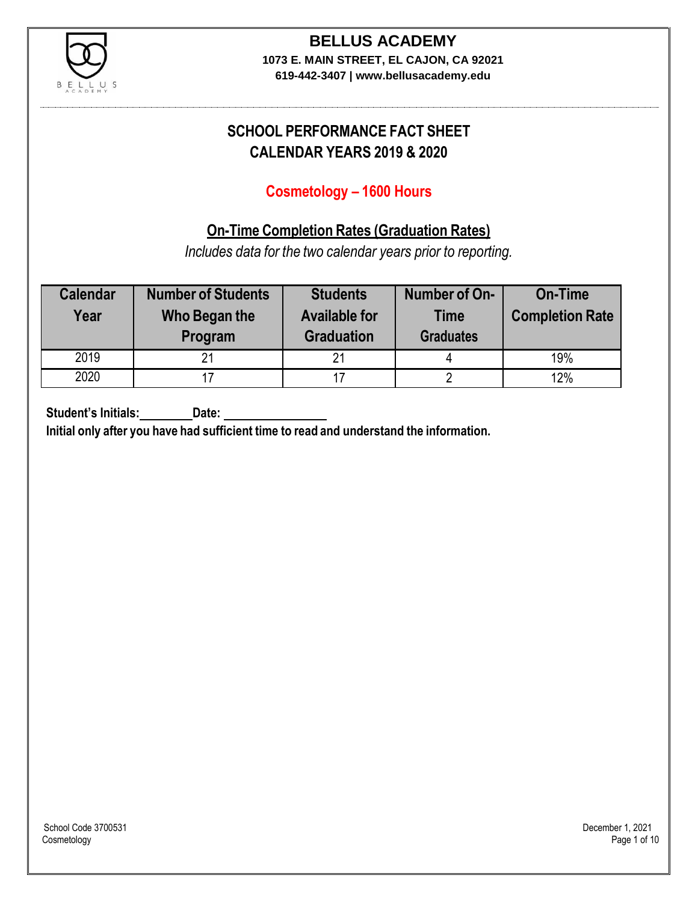# BELLUS ACADEMY

**1073 E. MAIN STREET, EL CAJON, CA 92021**
**619-442-3407 | www.bellusacademy.edu**

## SCHOOL PERFORMANCE FACT SHEET
## CALENDAR YEARS 2019 & 2020

### Cosmetology – 1600 Hours

### On-Time Completion Rates (Graduation Rates)

*Includes data for the two calendar years prior to reporting.*

| Calendar Year | Number of Students Who Began the Program | Students Available for Graduation | Number of On-Time Graduates | On-Time Completion Rate |
|---|---|---|---|---|
| 2019 | 21 | 21 | 4 | 19% |
| 2020 | 17 | 17 | 2 | 12% |

**Student's Initials:________ Date: ________________**

**Initial only after you have had sufficient time to read and understand the information.**

School Code 3700531
Cosmetology

December 1, 2021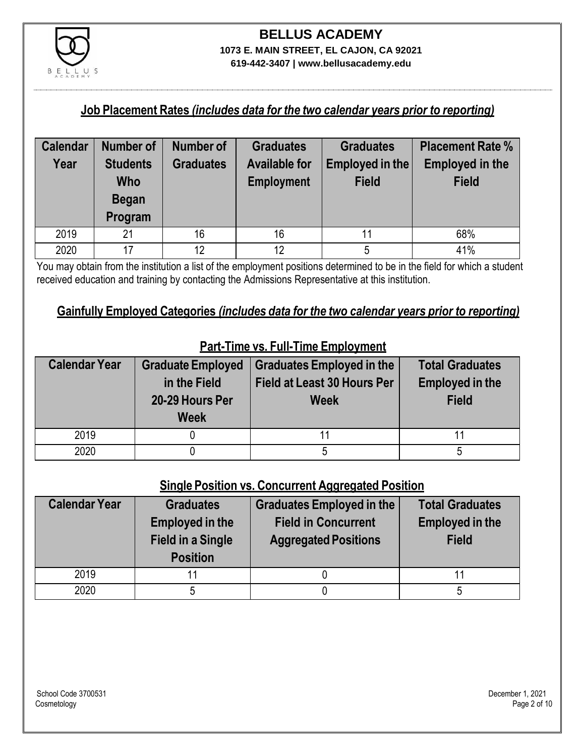# BELLUS ACADEMY

**1073 E. MAIN STREET, EL CAJON, CA 92021**
**619-442-3407 | www.bellusacademy.edu**

## Job Placement Rates *(includes data for the two calendar years prior to reporting)*

| Calendar Year | Number of Students Who Began Program | Number of Graduates | Graduates Available for Employment | Graduates Employed in the Field | Placement Rate % Employed in the Field |
|---|---|---|---|---|---|
| 2019 | 21 | 16 | 16 | 11 | 68% |
| 2020 | 17 | 12 | 12 | 5 | 41% |

You may obtain from the institution a list of the employment positions determined to be in the field for which a student received education and training by contacting the Admissions Representative at this institution.

## Gainfully Employed Categories *(includes data for the two calendar years prior to reporting)*

### Part-Time vs. Full-Time Employment

| Calendar Year | Graduate Employed in the Field 20-29 Hours Per Week | Graduates Employed in the Field at Least 30 Hours Per Week | Total Graduates Employed in the Field |
|---|---|---|---|
| 2019 | 0 | 11 | 11 |
| 2020 | 0 | 5 | 5 |

### Single Position vs. Concurrent Aggregated Position

| Calendar Year | Graduates Employed in the Field in a Single Position | Graduates Employed in the Field in Concurrent Aggregated Positions | Total Graduates Employed in the Field |
|---|---|---|---|
| 2019 | 11 | 0 | 11 |
| 2020 | 5 | 0 | 5 |

School Code 3700531
Cosmetology

December 1, 2021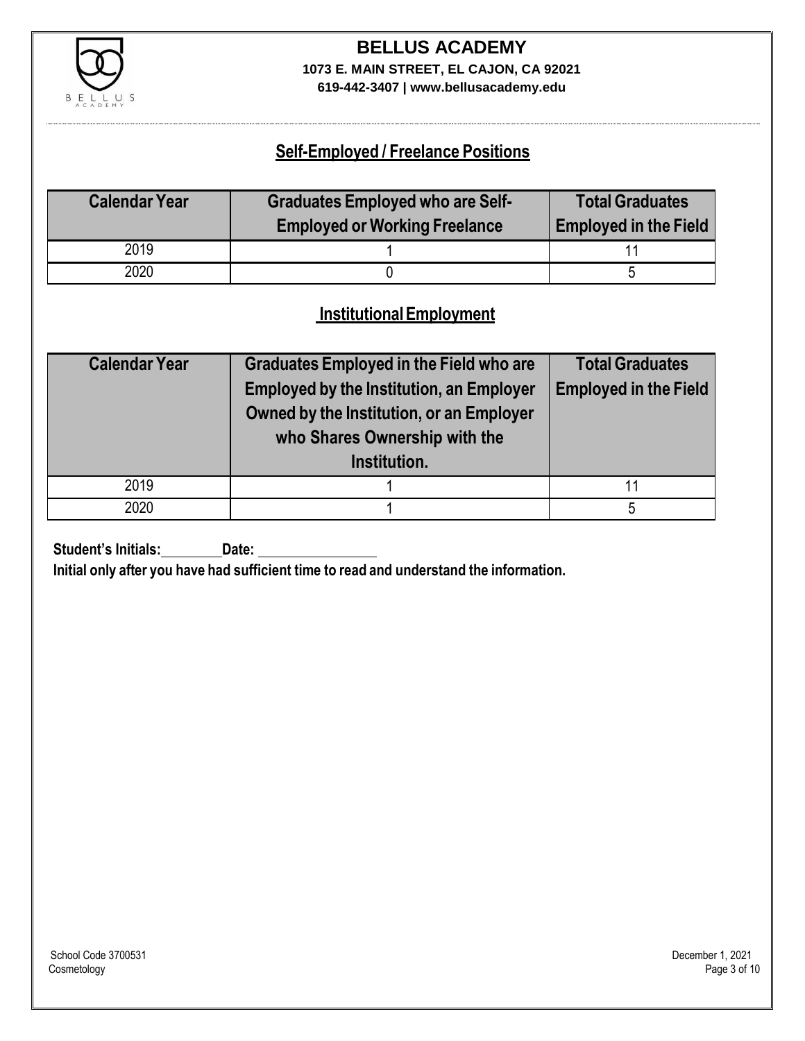## Self-Employed / Freelance Positions

| Calendar Year | Graduates Employed who are Self-Employed or Working Freelance | Total Graduates Employed in the Field |
|---|---|---|
| 2019 | 1 | 11 |
| 2020 | 0 | 5 |

## Institutional Employment

| Calendar Year | Graduates Employed in the Field who are Employed by the Institution, an Employer Owned by the Institution, or an Employer who Shares Ownership with the Institution. | Total Graduates Employed in the Field |
|---|---|---|
| 2019 | 1 | 11 |
| 2020 | 1 | 5 |

**Student's Initials:\_\_\_\_\_\_\_\_ Date: \_\_\_\_\_\_\_\_\_\_\_\_\_\_\_\_**

**Initial only after you have had sufficient time to read and understand the information.**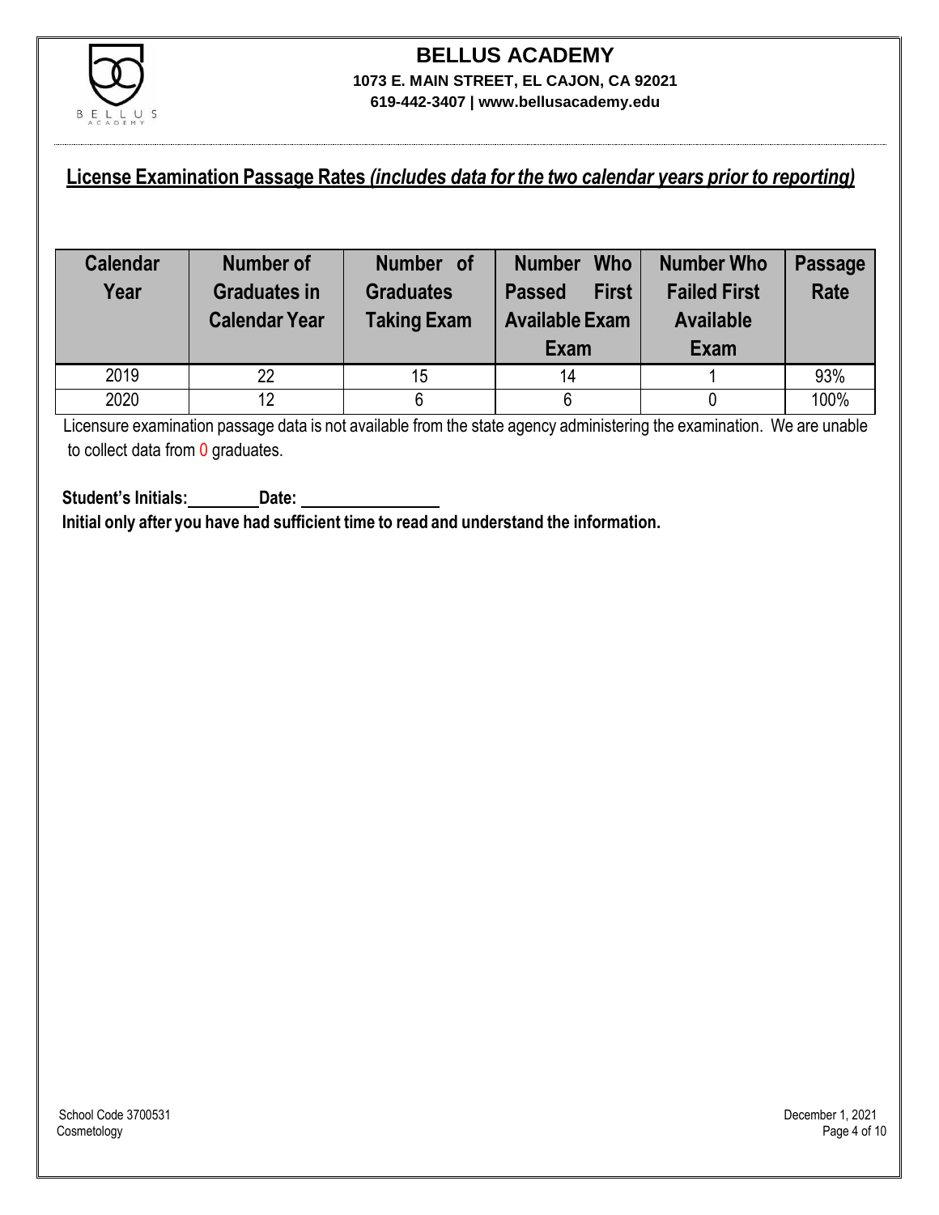# BELLUS ACADEMY

**1073 E. MAIN STREET, EL CAJON, CA 92021**
**619-442-3407 | www.bellusacademy.edu**

## License Examination Passage Rates *(includes data for the two calendar years prior to reporting)*

| Calendar Year | Number of Graduates in Calendar Year | Number of Graduates Taking Exam | Number Who Passed First Available Exam Exam | Number Who Failed First Available Exam | Passage Rate |
|---|---|---|---|---|---|
| 2019 | 22 | 15 | 14 | 1 | 93% |
| 2020 | 12 | 6 | 6 | 0 | 100% |

Licensure examination passage data is not available from the state agency administering the examination. We are unable to collect data from 0 graduates.

**Student's Initials:\_\_\_\_\_\_\_\_ Date: \_\_\_\_\_\_\_\_\_\_\_\_\_\_\_\_**

**Initial only after you have had sufficient time to read and understand the information.**

School Code 3700531
Cosmetology

December 1, 2021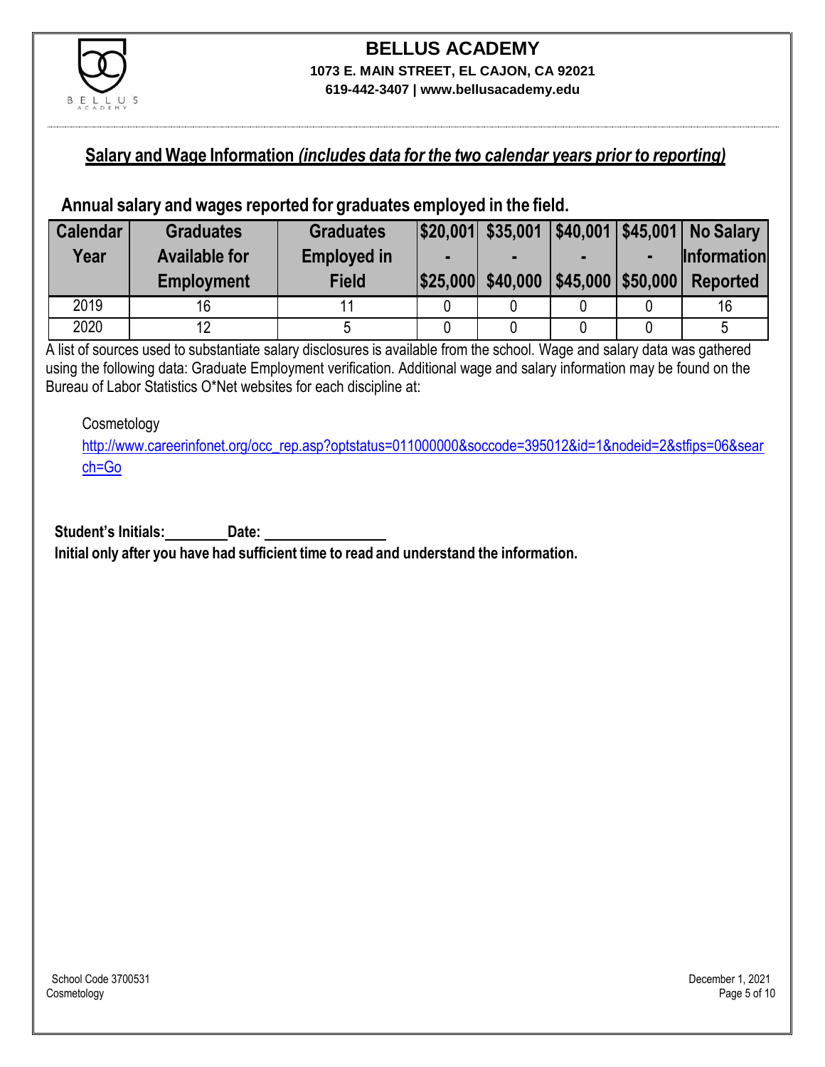# BELLUS ACADEMY

**1073 E. MAIN STREET, EL CAJON, CA 92021**
**619-442-3407 | www.bellusacademy.edu**

## Salary and Wage Information *(includes data for the two calendar years prior to reporting)*

### Annual salary and wages reported for graduates employed in the field.

| Calendar Year | Graduates Available for Employment | Graduates Employed in Field | $20,001 - $25,000 | $35,001 - $40,000 | $40,001 - $45,000 | $45,001 - $50,000 | No Salary Information Reported |
|---|---|---|---|---|---|---|---|
| 2019 | 16 | 11 | 0 | 0 | 0 | 0 | 16 |
| 2020 | 12 | 5 | 0 | 0 | 0 | 0 | 5 |

A list of sources used to substantiate salary disclosures is available from the school. Wage and salary data was gathered using the following data: Graduate Employment verification. Additional wage and salary information may be found on the Bureau of Labor Statistics O*Net websites for each discipline at:

Cosmetology
http://www.careerinfonet.org/occ_rep.asp?optstatus=011000000&soccode=395012&id=1&nodeid=2&stfips=06&search=Go

**Student's Initials:\_\_\_\_\_\_\_\_ Date: \_\_\_\_\_\_\_\_\_\_\_\_\_\_\_\_**

**Initial only after you have had sufficient time to read and understand the information.**

School Code 3700531
Cosmetology

December 1, 2021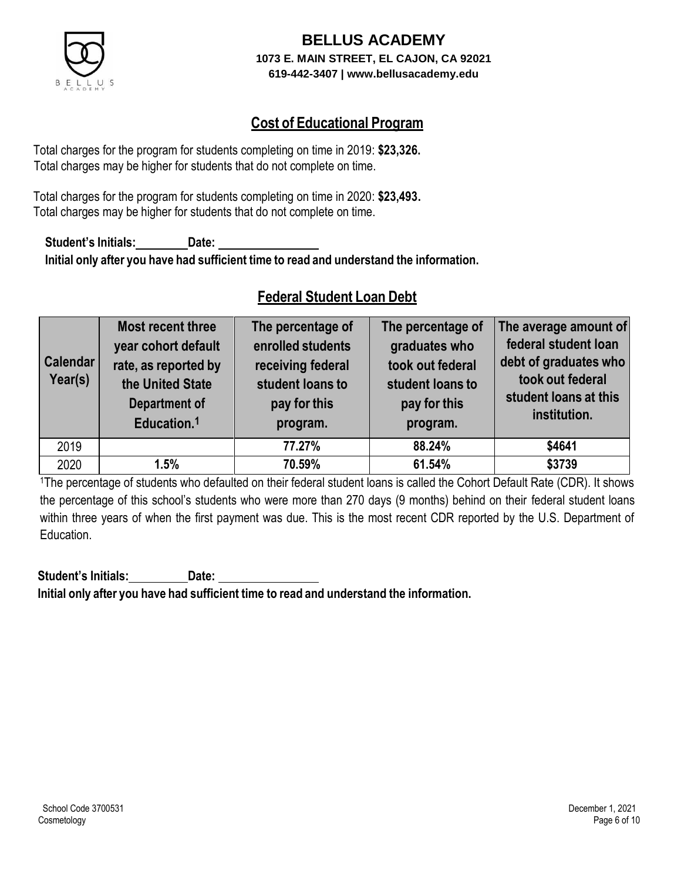# BELLUS ACADEMY

**1073 E. MAIN STREET, EL CAJON, CA 92021**
**619-442-3407 | www.bellusacademy.edu**

## Cost of Educational Program

Total charges for the program for students completing on time in 2019: **$23,326.**
Total charges may be higher for students that do not complete on time.

Total charges for the program for students completing on time in 2020: **$23,493.**
Total charges may be higher for students that do not complete on time.

**Student's Initials:\_\_\_\_\_\_\_\_ Date: \_\_\_\_\_\_\_\_\_\_\_\_\_\_\_\_**
**Initial only after you have had sufficient time to read and understand the information.**

## Federal Student Loan Debt

| Calendar Year(s) | Most recent three year cohort default rate, as reported by the United State Department of Education.[1] | The percentage of enrolled students receiving federal student loans to pay for this program. | The percentage of graduates who took out federal student loans to pay for this program. | The average amount of federal student loan debt of graduates who took out federal student loans at this institution. |
|---|---|---|---|---|
| 2019 | | **77.27%** | **88.24%** | **$4641** |
| 2020 | **1.5%** | **70.59%** | **61.54%** | **$3739** |

[1]The percentage of students who defaulted on their federal student loans is called the Cohort Default Rate (CDR). It shows the percentage of this school's students who were more than 270 days (9 months) behind on their federal student loans within three years of when the first payment was due. This is the most recent CDR reported by the U.S. Department of Education.

**Student's Initials:\_\_\_\_\_\_\_\_ Date: \_\_\_\_\_\_\_\_\_\_\_\_\_\_\_\_**
**Initial only after you have had sufficient time to read and understand the information.**

School Code 3700531
Cosmetology
December 1, 2021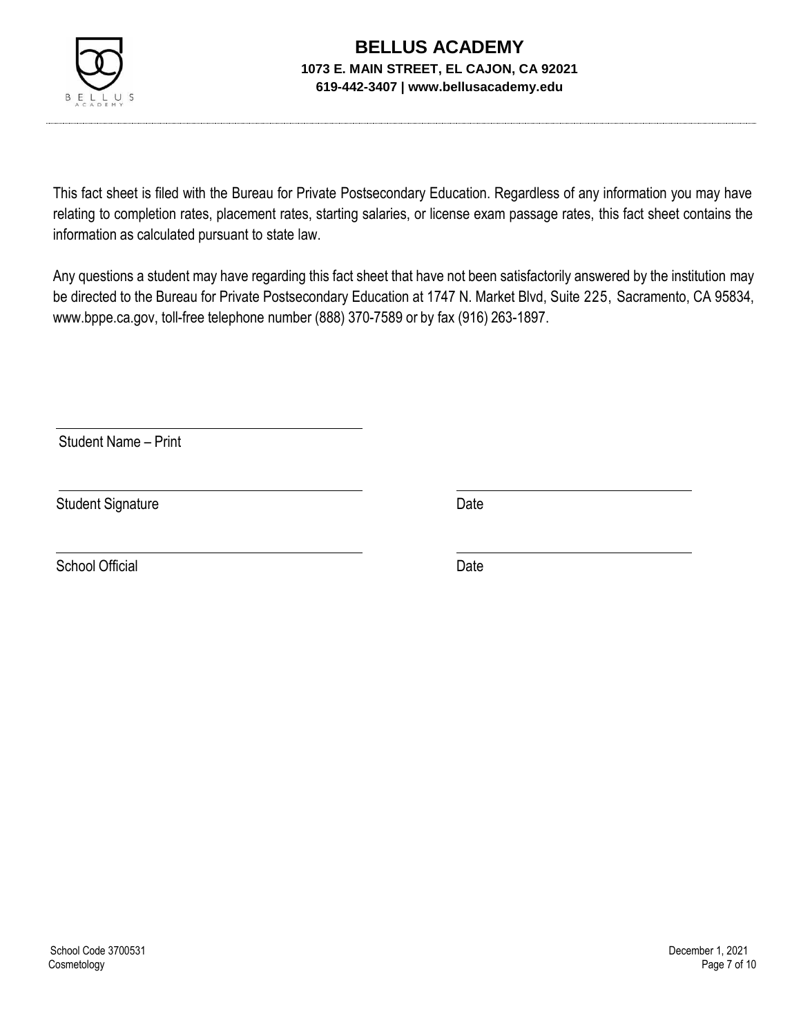# BELLUS ACADEMY

**1073 E. MAIN STREET, EL CAJON, CA 92021**

**619-442-3407 | www.bellusacademy.edu**

This fact sheet is filed with the Bureau for Private Postsecondary Education. Regardless of any information you may have relating to completion rates, placement rates, starting salaries, or license exam passage rates, this fact sheet contains the information as calculated pursuant to state law.

Any questions a student may have regarding this fact sheet that have not been satisfactorily answered by the institution may be directed to the Bureau for Private Postsecondary Education at 1747 N. Market Blvd, Suite 225, Sacramento, CA 95834, www.bppe.ca.gov, toll-free telephone number (888) 370-7589 or by fax (916) 263-1897.

\_\_\_\_\_\_\_\_\_\_\_\_\_\_\_\_\_\_\_\_\_\_\_\_\_\_\_\_\_\_\_\_\_\_\_\_\_\_\_\_

Student Name – Print

\_\_\_\_\_\_\_\_\_\_\_\_\_\_\_\_\_\_\_\_\_\_\_\_\_\_\_\_\_\_\_\_\_\_\_\_\_\_\_\_ \_\_\_\_\_\_\_\_\_\_\_\_\_\_\_\_\_\_\_\_\_\_\_\_\_\_\_\_\_\_

Student Signature Date

\_\_\_\_\_\_\_\_\_\_\_\_\_\_\_\_\_\_\_\_\_\_\_\_\_\_\_\_\_\_\_\_\_\_\_\_\_\_\_\_ \_\_\_\_\_\_\_\_\_\_\_\_\_\_\_\_\_\_\_\_\_\_\_\_\_\_\_\_\_\_

School Official Date

School Code 3700531

Cosmetology

December 1, 2021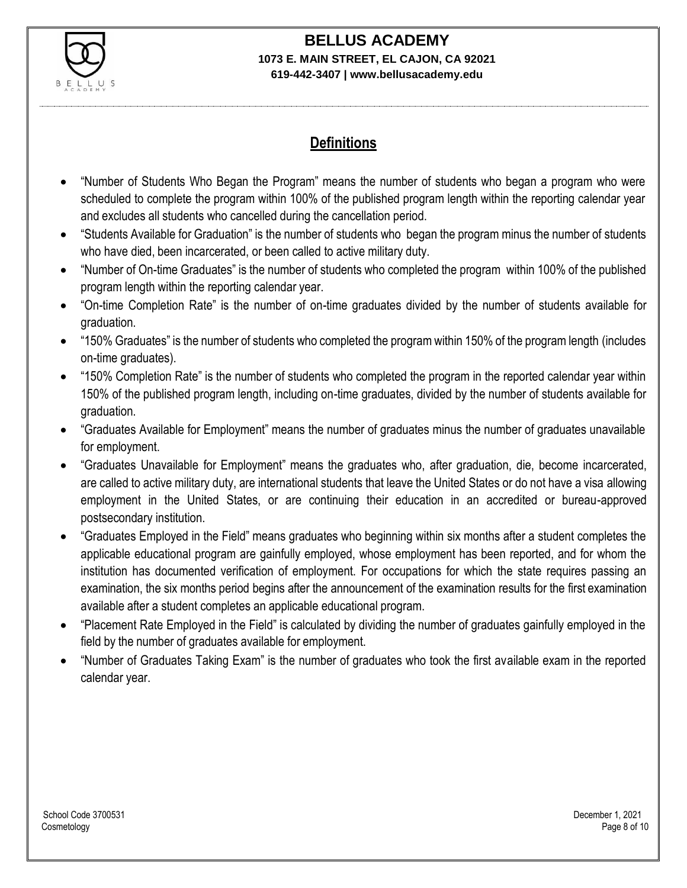## Definitions

- "Number of Students Who Began the Program" means the number of students who began a program who were scheduled to complete the program within 100% of the published program length within the reporting calendar year and excludes all students who cancelled during the cancellation period.
- "Students Available for Graduation" is the number of students who began the program minus the number of students who have died, been incarcerated, or been called to active military duty.
- "Number of On-time Graduates" is the number of students who completed the program within 100% of the published program length within the reporting calendar year.
- "On-time Completion Rate" is the number of on-time graduates divided by the number of students available for graduation.
- "150% Graduates" is the number of students who completed the program within 150% of the program length (includes on-time graduates).
- "150% Completion Rate" is the number of students who completed the program in the reported calendar year within 150% of the published program length, including on-time graduates, divided by the number of students available for graduation.
- "Graduates Available for Employment" means the number of graduates minus the number of graduates unavailable for employment.
- "Graduates Unavailable for Employment" means the graduates who, after graduation, die, become incarcerated, are called to active military duty, are international students that leave the United States or do not have a visa allowing employment in the United States, or are continuing their education in an accredited or bureau-approved postsecondary institution.
- "Graduates Employed in the Field" means graduates who beginning within six months after a student completes the applicable educational program are gainfully employed, whose employment has been reported, and for whom the institution has documented verification of employment. For occupations for which the state requires passing an examination, the six months period begins after the announcement of the examination results for the first examination available after a student completes an applicable educational program.
- "Placement Rate Employed in the Field" is calculated by dividing the number of graduates gainfully employed in the field by the number of graduates available for employment.
- "Number of Graduates Taking Exam" is the number of graduates who took the first available exam in the reported calendar year.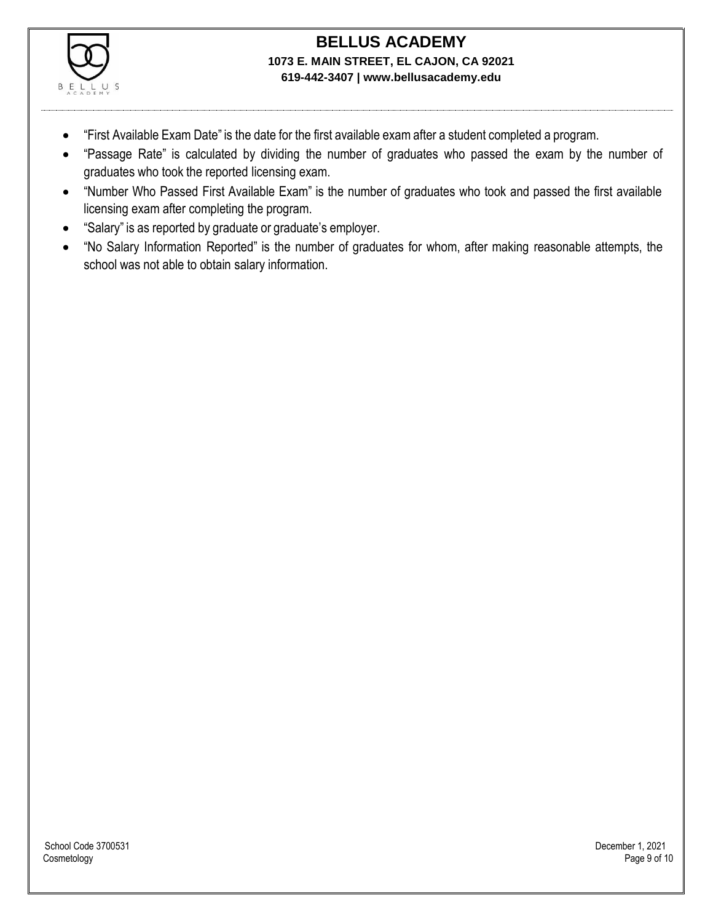- "First Available Exam Date" is the date for the first available exam after a student completed a program.
- "Passage Rate" is calculated by dividing the number of graduates who passed the exam by the number of graduates who took the reported licensing exam.
- "Number Who Passed First Available Exam" is the number of graduates who took and passed the first available licensing exam after completing the program.
- "Salary" is as reported by graduate or graduate's employer.
- "No Salary Information Reported" is the number of graduates for whom, after making reasonable attempts, the school was not able to obtain salary information.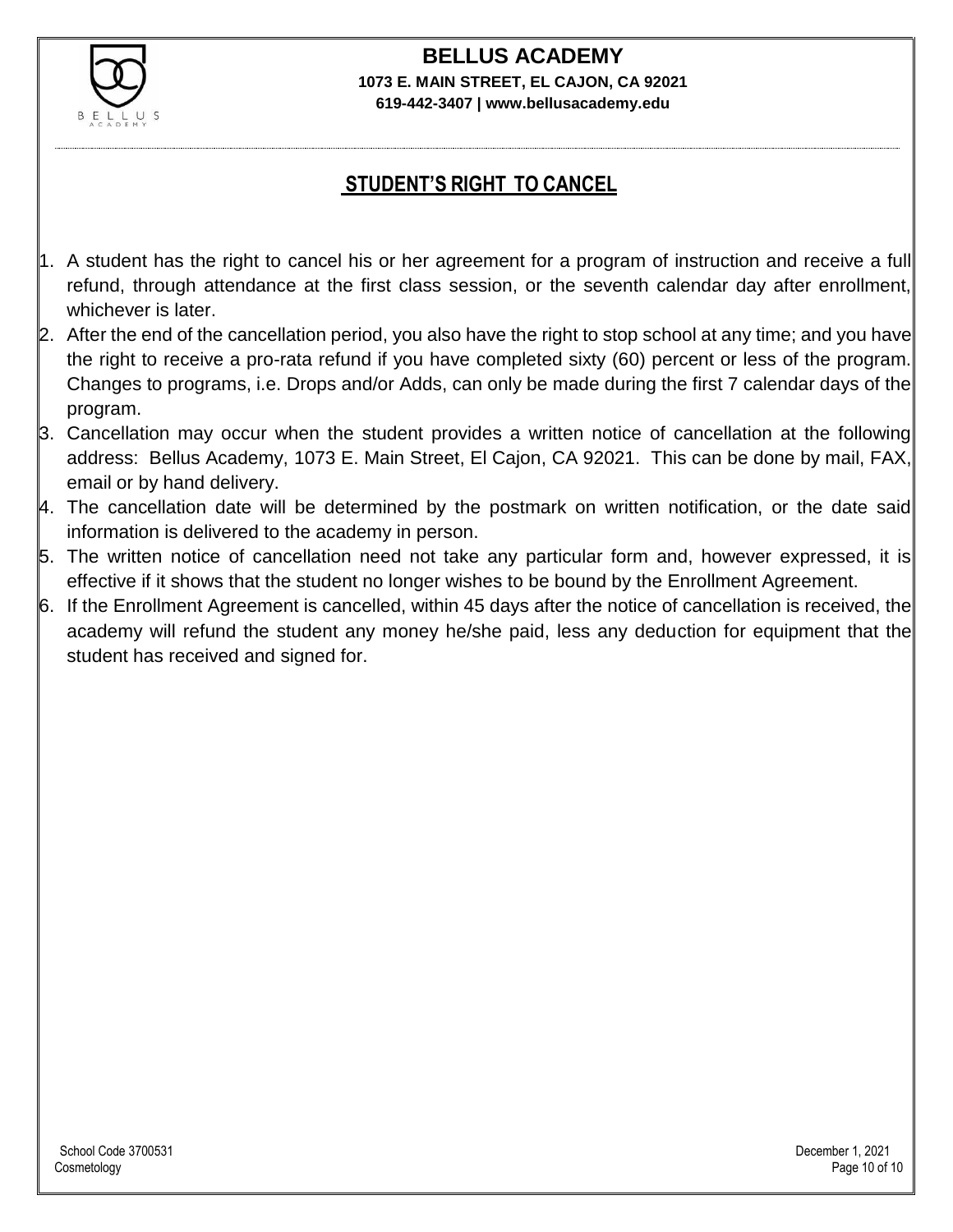# BELLUS ACADEMY

**1073 E. MAIN STREET, EL CAJON, CA 92021**
**619-442-3407 | www.bellusacademy.edu**

## STUDENT'S RIGHT TO CANCEL

1. A student has the right to cancel his or her agreement for a program of instruction and receive a full refund, through attendance at the first class session, or the seventh calendar day after enrollment, whichever is later.
2. After the end of the cancellation period, you also have the right to stop school at any time; and you have the right to receive a pro-rata refund if you have completed sixty (60) percent or less of the program. Changes to programs, i.e. Drops and/or Adds, can only be made during the first 7 calendar days of the program.
3. Cancellation may occur when the student provides a written notice of cancellation at the following address: Bellus Academy, 1073 E. Main Street, El Cajon, CA 92021. This can be done by mail, FAX, email or by hand delivery.
4. The cancellation date will be determined by the postmark on written notification, or the date said information is delivered to the academy in person.
5. The written notice of cancellation need not take any particular form and, however expressed, it is effective if it shows that the student no longer wishes to be bound by the Enrollment Agreement.
6. If the Enrollment Agreement is cancelled, within 45 days after the notice of cancellation is received, the academy will refund the student any money he/she paid, less any deduction for equipment that the student has received and signed for.